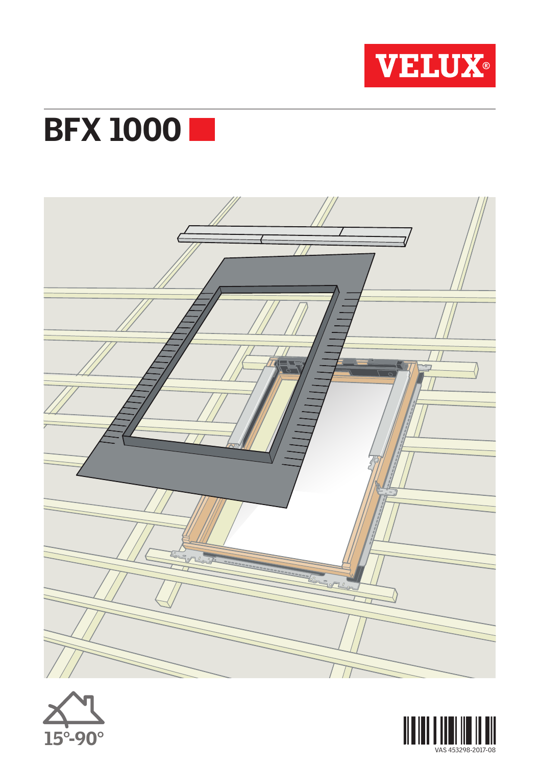VELUX®

# BFX 1000

15°-90°

VAS 453298-2017-08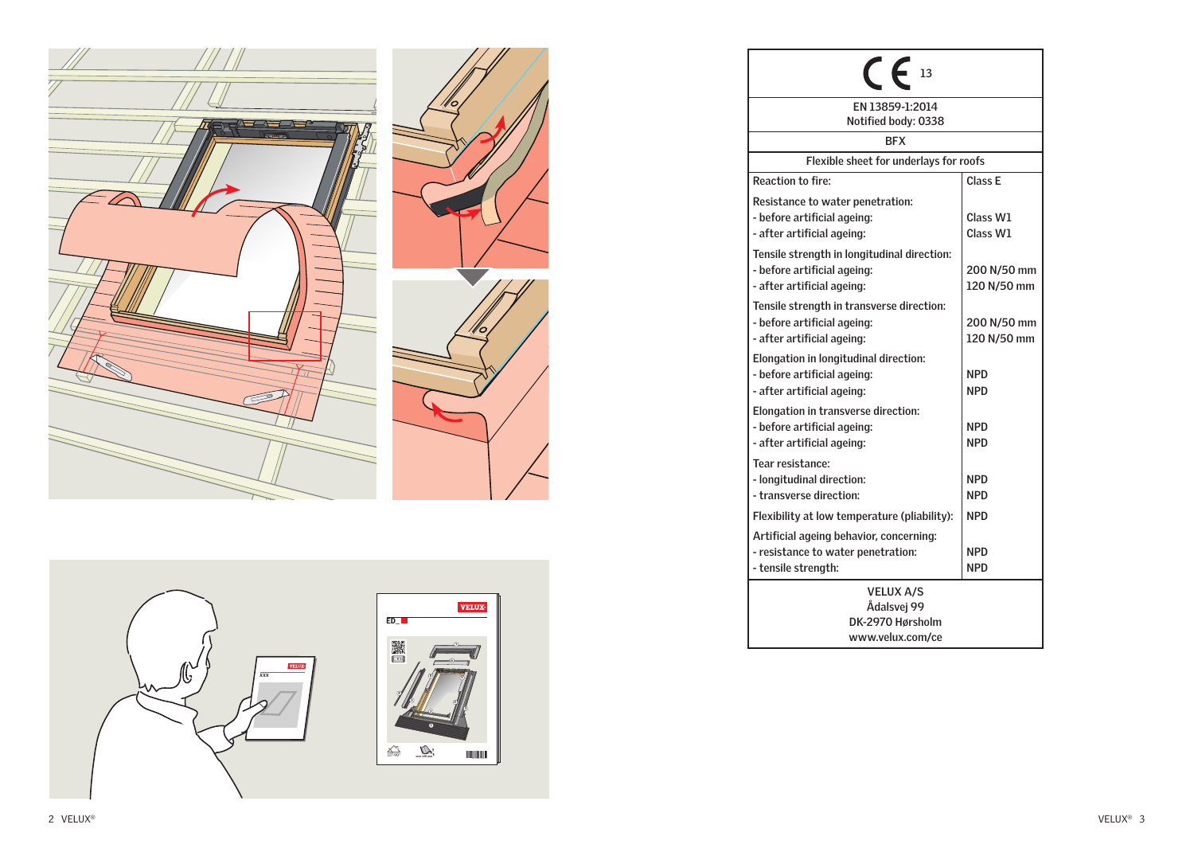CE 13

EN 13859-1:2014
Notified body: 0338

BFX

Flexible sheet for underlays for roofs

| | |
|---|---|
| Reaction to fire: | Class E |
| Resistance to water penetration:<br>- before artificial ageing:<br>- after artificial ageing: | <br>Class W1<br>Class W1 |
| Tensile strength in longitudinal direction:<br>- before artificial ageing:<br>- after artificial ageing: | <br>200 N/50 mm<br>120 N/50 mm |
| Tensile strength in transverse direction:<br>- before artificial ageing:<br>- after artificial ageing: | <br>200 N/50 mm<br>120 N/50 mm |
| Elongation in longitudinal direction:<br>- before artificial ageing:<br>- after artificial ageing: | <br>NPD<br>NPD |
| Elongation in transverse direction:<br>- before artificial ageing:<br>- after artificial ageing: | <br>NPD<br>NPD |
| Tear resistance:<br>- longitudinal direction:<br>- transverse direction: | <br>NPD<br>NPD |
| Flexibility at low temperature (pliability): | NPD |
| Artificial ageing behavior, concerning:<br>- resistance to water penetration:<br>- tensile strength: | <br>NPD<br>NPD |

VELUX A/S
Ådalsvej 99
DK-2970 Hørsholm
www.velux.com/ce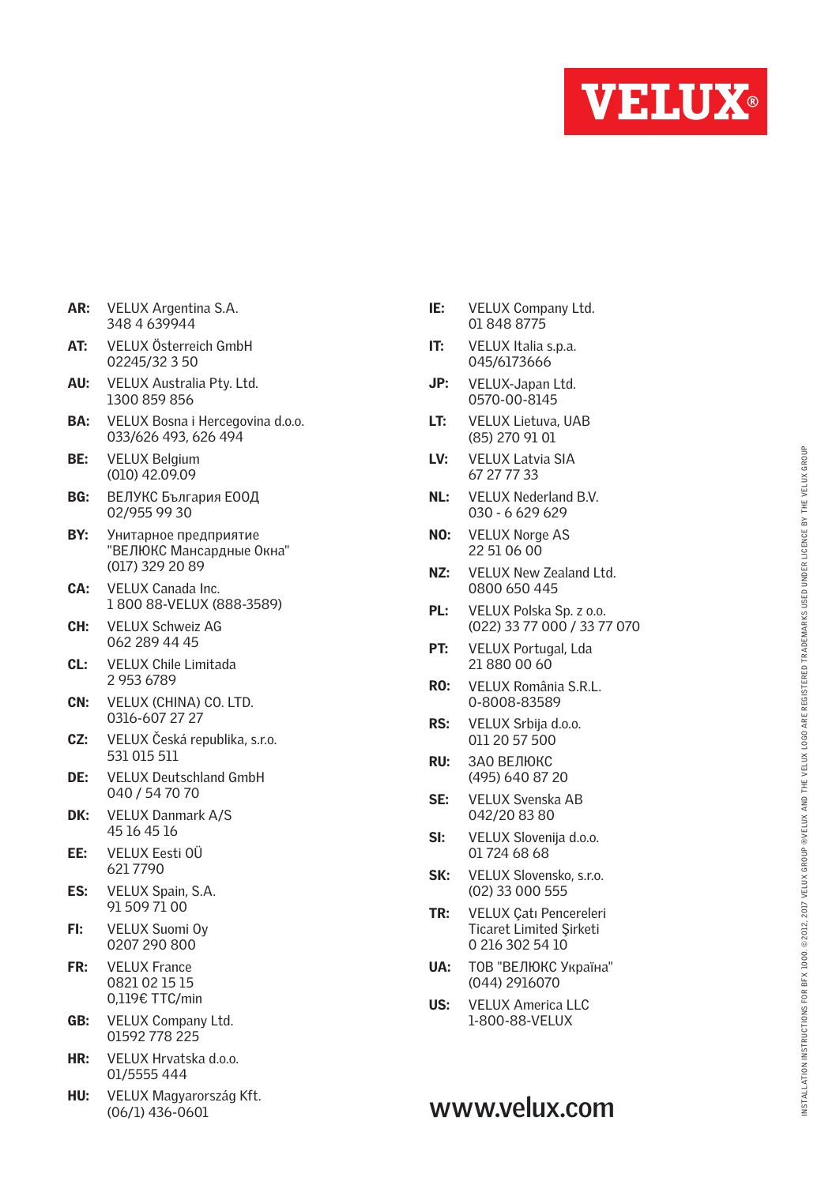VELUX

**AR:** VELUX Argentina S.A.
348 4 639944

**AT:** VELUX Österreich GmbH
02245/32 3 50

**AU:** VELUX Australia Pty. Ltd.
1300 859 856

**BA:** VELUX Bosna i Hercegovina d.o.o.
033/626 493, 626 494

**BE:** VELUX Belgium
(010) 42.09.09

**BG:** ВЕЛУКС България ЕООД
02/955 99 30

**BY:** Унитарное предприятие "ВЕЛЮКС Мансардные Окна"
(017) 329 20 89

**CA:** VELUX Canada Inc.
1 800 88-VELUX (888-3589)

**CH:** VELUX Schweiz AG
062 289 44 45

**CL:** VELUX Chile Limitada
2 953 6789

**CN:** VELUX (CHINA) CO. LTD.
0316-607 27 27

**CZ:** VELUX Česká republika, s.r.o.
531 015 511

**DE:** VELUX Deutschland GmbH
040 / 54 70 70

**DK:** VELUX Danmark A/S
45 16 45 16

**EE:** VELUX Eesti OÜ
621 7790

**ES:** VELUX Spain, S.A.
91 509 71 00

**FI:** VELUX Suomi Oy
0207 290 800

**FR:** VELUX France
0821 02 15 15
0,119€ TTC/min

**GB:** VELUX Company Ltd.
01592 778 225

**HR:** VELUX Hrvatska d.o.o.
01/5555 444

**HU:** VELUX Magyarország Kft.
(06/1) 436-0601

**IE:** VELUX Company Ltd.
01 848 8775

**IT:** VELUX Italia s.p.a.
045/6173666

**JP:** VELUX-Japan Ltd.
0570-00-8145

**LT:** VELUX Lietuva, UAB
(85) 270 91 01

**LV:** VELUX Latvia SIA
67 27 77 33

**NL:** VELUX Nederland B.V.
030 - 6 629 629

**NO:** VELUX Norge AS
22 51 06 00

**NZ:** VELUX New Zealand Ltd.
0800 650 445

**PL:** VELUX Polska Sp. z o.o.
(022) 33 77 000 / 33 77 070

**PT:** VELUX Portugal, Lda
21 880 00 60

**RO:** VELUX România S.R.L.
0-8008-83589

**RS:** VELUX Srbija d.o.o.
011 20 57 500

**RU:** ЗАО ВЕЛЮКС
(495) 640 87 20

**SE:** VELUX Svenska AB
042/20 83 80

**SI:** VELUX Slovenija d.o.o.
01 724 68 68

**SK:** VELUX Slovensko, s.r.o.
(02) 33 000 555

**TR:** VELUX Çatı Pencereleri Ticaret Limited Şirketi
0 216 302 54 10

**UA:** ТОВ "ВЕЛЮКС Україна"
(044) 2916070

**US:** VELUX America LLC
1-800-88-VELUX

www.velux.com

INSTALLATION INSTRUCTIONS FOR BFX 1000. ©2012, 2017 VELUX GROUP ®VELUX AND THE VELUX LOGO ARE REGISTERED TRADEMARKS USED UNDER LICENCE BY THE VELUX GROUP